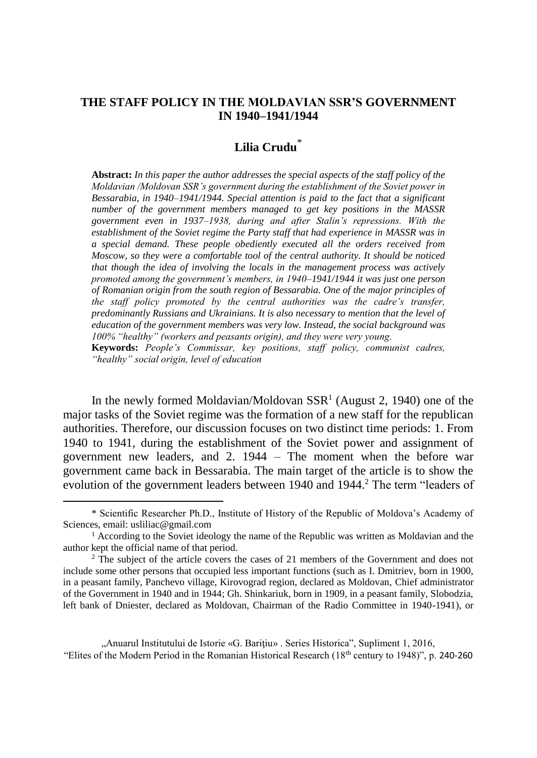# THE STAFF POLICY IN THE MOLDAVIAN SSR'S GOVERNMENT IN 1940–1941/1944

## Lilia Crudu*

**Abstract:** *In this paper the author addresses the special aspects of the staff policy of the Moldavian /Moldovan SSR's government during the establishment of the Soviet power in Bessarabia, in 1940–1941/1944. Special attention is paid to the fact that a significant number of the government members managed to get key positions in the MASSR government even in 1937–1938, during and after Stalin's repressions. With the establishment of the Soviet regime the Party staff that had experience in MASSR was in a special demand. These people obediently executed all the orders received from Moscow, so they were a comfortable tool of the central authority. It should be noticed that though the idea of involving the locals in the management process was actively promoted among the government's members, in 1940–1941/1944 it was just one person of Romanian origin from the south region of Bessarabia. One of the major principles of the staff policy promoted by the central authorities was the cadre's transfer, predominantly Russians and Ukrainians. It is also necessary to mention that the level of education of the government members was very low. Instead, the social background was 100% "healthy" (workers and peasants origin), and they were very young.*

**Keywords:** *People's Commissar, key positions, staff policy, communist cadres, "healthy" social origin, level of education*

In the newly formed Moldavian/Moldovan SSR[1] (August 2, 1940) one of the major tasks of the Soviet regime was the formation of a new staff for the republican authorities. Therefore, our discussion focuses on two distinct time periods: 1. From 1940 to 1941, during the establishment of the Soviet power and assignment of government new leaders, and 2. 1944 – The moment when the before war government came back in Bessarabia. The main target of the article is to show the evolution of the government leaders between 1940 and 1944.[2] The term "leaders of

---

\* Scientific Researcher Ph.D., Institute of History of the Republic of Moldova's Academy of Sciences, email: usliliac@gmail.com

[1] According to the Soviet ideology the name of the Republic was written as Moldavian and the author kept the official name of that period.

[2] The subject of the article covers the cases of 21 members of the Government and does not include some other persons that occupied less important functions (such as I. Dmitriev, born in 1900, in a peasant family, Panchevo village, Kirovograd region, declared as Moldovan, Chief administrator of the Government in 1940 and in 1944; Gh. Shinkariuk, born in 1909, in a peasant family, Slobodzia, left bank of Dniester, declared as Moldovan, Chairman of the Radio Committee in 1940-1941), or

„Anuarul Institutului de Istorie «G. Barițiu» . Series Historica", Supliment 1, 2016, "Elites of the Modern Period in the Romanian Historical Research (18th century to 1948)", p. 240-260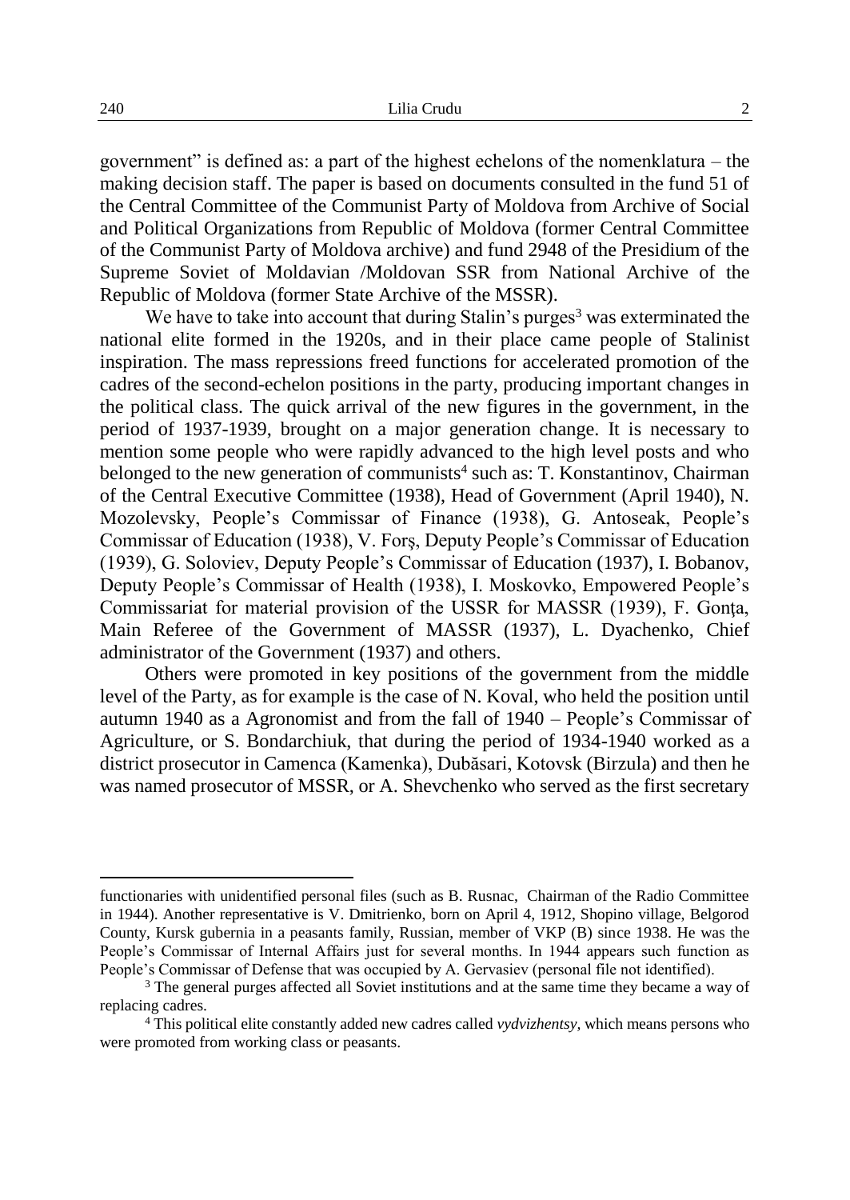government" is defined as: a part of the highest echelons of the nomenklatura – the making decision staff. The paper is based on documents consulted in the fund 51 of the Central Committee of the Communist Party of Moldova from Archive of Social and Political Organizations from Republic of Moldova (former Central Committee of the Communist Party of Moldova archive) and fund 2948 of the Presidium of the Supreme Soviet of Moldavian /Moldovan SSR from National Archive of the Republic of Moldova (former State Archive of the MSSR).

We have to take into account that during Stalin's purges[3] was exterminated the national elite formed in the 1920s, and in their place came people of Stalinist inspiration. The mass repressions freed functions for accelerated promotion of the cadres of the second-echelon positions in the party, producing important changes in the political class. The quick arrival of the new figures in the government, in the period of 1937-1939, brought on a major generation change. It is necessary to mention some people who were rapidly advanced to the high level posts and who belonged to the new generation of communists[4] such as: T. Konstantinov, Chairman of the Central Executive Committee (1938), Head of Government (April 1940), N. Mozolevsky, People's Commissar of Finance (1938), G. Antoseak, People's Commissar of Education (1938), V. Forș, Deputy People's Commissar of Education (1939), G. Soloviev, Deputy People's Commissar of Education (1937), I. Bobanov, Deputy People's Commissar of Health (1938), I. Moskovko, Empowered People's Commissariat for material provision of the USSR for MASSR (1939), F. Gonța, Main Referee of the Government of MASSR (1937), L. Dyachenko, Chief administrator of the Government (1937) and others.

Others were promoted in key positions of the government from the middle level of the Party, as for example is the case of N. Koval, who held the position until autumn 1940 as a Agronomist and from the fall of 1940 – People's Commissar of Agriculture, or S. Bondarchiuk, that during the period of 1934-1940 worked as a district prosecutor in Camenca (Kamenka), Dubăsari, Kotovsk (Birzula) and then he was named prosecutor of MSSR, or A. Shevchenko who served as the first secretary

---

functionaries with unidentified personal files (such as B. Rusnac, Chairman of the Radio Committee in 1944). Another representative is V. Dmitrienko, born on April 4, 1912, Shopino village, Belgorod County, Kursk gubernia in a peasants family, Russian, member of VKP (B) since 1938. He was the People's Commissar of Internal Affairs just for several months. In 1944 appears such function as People's Commissar of Defense that was occupied by A. Gervasiev (personal file not identified).

[3] The general purges affected all Soviet institutions and at the same time they became a way of replacing cadres.

[4] This political elite constantly added new cadres called *vydvizhentsy*, which means persons who were promoted from working class or peasants.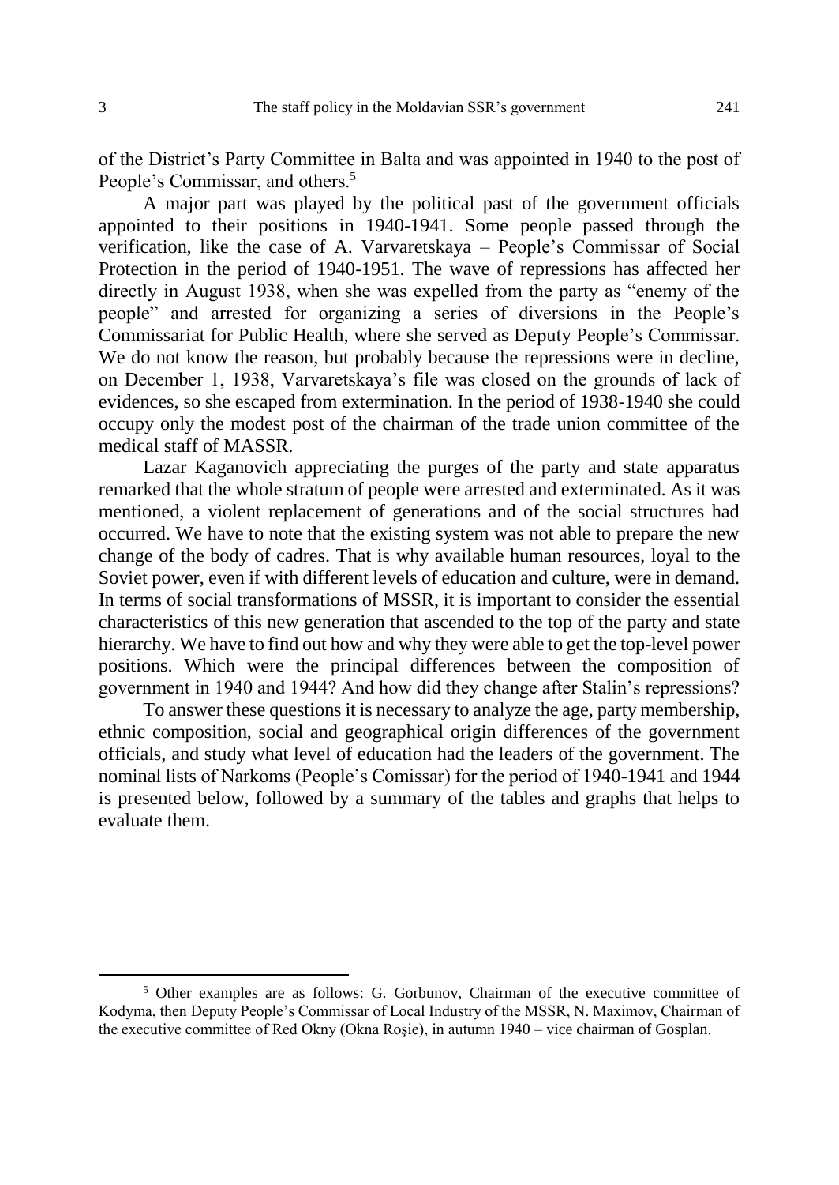of the District's Party Committee in Balta and was appointed in 1940 to the post of People's Commissar, and others.[5]

A major part was played by the political past of the government officials appointed to their positions in 1940-1941. Some people passed through the verification, like the case of A. Varvaretskaya – People's Commissar of Social Protection in the period of 1940-1951. The wave of repressions has affected her directly in August 1938, when she was expelled from the party as "enemy of the people" and arrested for organizing a series of diversions in the People's Commissariat for Public Health, where she served as Deputy People's Commissar. We do not know the reason, but probably because the repressions were in decline, on December 1, 1938, Varvaretskaya's file was closed on the grounds of lack of evidences, so she escaped from extermination. In the period of 1938-1940 she could occupy only the modest post of the chairman of the trade union committee of the medical staff of MASSR.

Lazar Kaganovich appreciating the purges of the party and state apparatus remarked that the whole stratum of people were arrested and exterminated. As it was mentioned, a violent replacement of generations and of the social structures had occurred. We have to note that the existing system was not able to prepare the new change of the body of cadres. That is why available human resources, loyal to the Soviet power, even if with different levels of education and culture, were in demand. In terms of social transformations of MSSR, it is important to consider the essential characteristics of this new generation that ascended to the top of the party and state hierarchy. We have to find out how and why they were able to get the top-level power positions. Which were the principal differences between the composition of government in 1940 and 1944? And how did they change after Stalin's repressions?

To answer these questions it is necessary to analyze the age, party membership, ethnic composition, social and geographical origin differences of the government officials, and study what level of education had the leaders of the government. The nominal lists of Narkoms (People's Comissar) for the period of 1940-1941 and 1944 is presented below, followed by a summary of the tables and graphs that helps to evaluate them.

---

[5] Other examples are as follows: G. Gorbunov, Chairman of the executive committee of Kodyma, then Deputy People's Commissar of Local Industry of the MSSR, N. Maximov, Chairman of the executive committee of Red Okny (Okna Roşie), in autumn 1940 – vice chairman of Gosplan.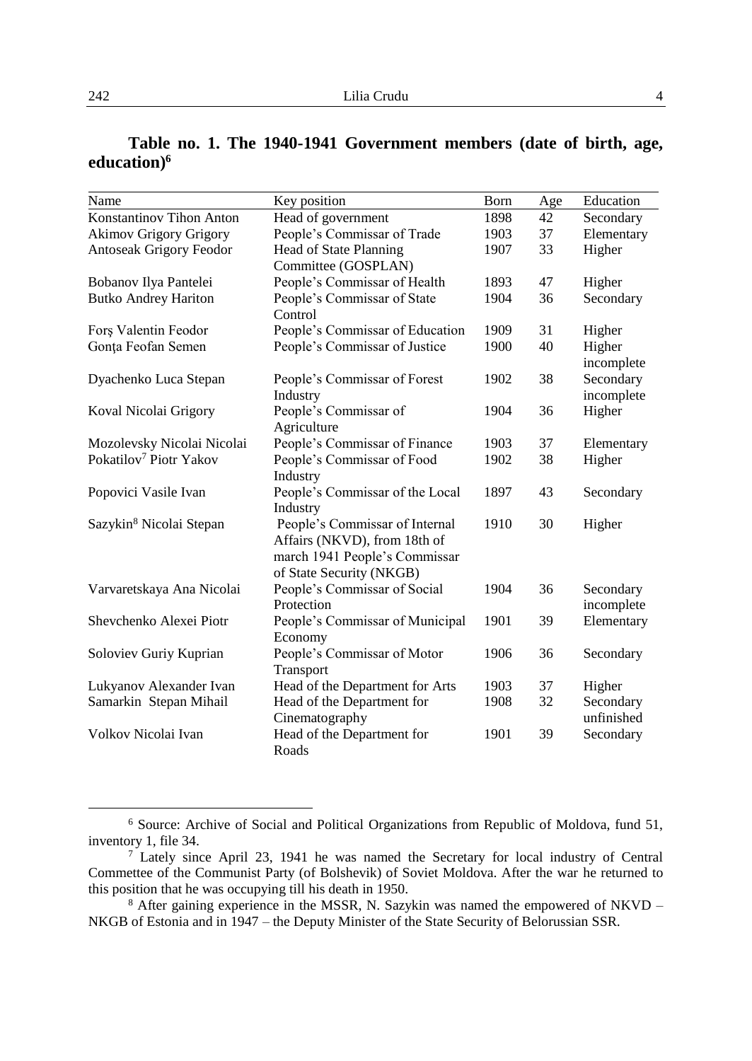**Table no. 1. The 1940-1941 Government members (date of birth, age, education)[6]**

| Name | Key position | Born | Age | Education |
|---|---|---|---|---|
| Konstantinov Tihon Anton | Head of government | 1898 | 42 | Secondary |
| Akimov Grigory Grigory | People's Commissar of Trade | 1903 | 37 | Elementary |
| Antoseak Grigory Feodor | Head of State Planning Committee (GOSPLAN) | 1907 | 33 | Higher |
| Bobanov Ilya Pantelei | People's Commissar of Health | 1893 | 47 | Higher |
| Butko Andrey Hariton | People's Commissar of State Control | 1904 | 36 | Secondary |
| Forş Valentin Feodor | People's Commissar of Education | 1909 | 31 | Higher |
| Gonţa Feofan Semen | People's Commissar of Justice | 1900 | 40 | Higher incomplete |
| Dyachenko Luca Stepan | People's Commissar of Forest Industry | 1902 | 38 | Secondary incomplete |
| Koval Nicolai Grigory | People's Commissar of Agriculture | 1904 | 36 | Higher |
| Mozolevsky Nicolai Nicolai | People's Commissar of Finance | 1903 | 37 | Elementary |
| Pokatilov[7] Piotr Yakov | People's Commissar of Food Industry | 1902 | 38 | Higher |
| Popovici Vasile Ivan | People's Commissar of the Local Industry | 1897 | 43 | Secondary |
| Sazykin[8] Nicolai Stepan | People's Commissar of Internal Affairs (NKVD), from 18th of march 1941 People's Commissar of State Security (NKGB) | 1910 | 30 | Higher |
| Varvaretskaya Ana Nicolai | People's Commissar of Social Protection | 1904 | 36 | Secondary incomplete |
| Shevchenko Alexei Piotr | People's Commissar of Municipal Economy | 1901 | 39 | Elementary |
| Soloviev Guriy Kuprian | People's Commissar of Motor Transport | 1906 | 36 | Secondary |
| Lukyanov Alexander Ivan | Head of the Department for Arts | 1903 | 37 | Higher |
| Samarkin Stepan Mihail | Head of the Department for Cinematography | 1908 | 32 | Secondary unfinished |
| Volkov Nicolai Ivan | Head of the Department for Roads | 1901 | 39 | Secondary |

[6] Source: Archive of Social and Political Organizations from Republic of Moldova, fund 51, inventory 1, file 34.

[7] Lately since April 23, 1941 he was named the Secretary for local industry of Central Commettee of the Communist Party (of Bolshevik) of Soviet Moldova. After the war he returned to this position that he was occupying till his death in 1950.

[8] After gaining experience in the MSSR, N. Sazykin was named the empowered of NKVD – NKGB of Estonia and in 1947 – the Deputy Minister of the State Security of Belorussian SSR.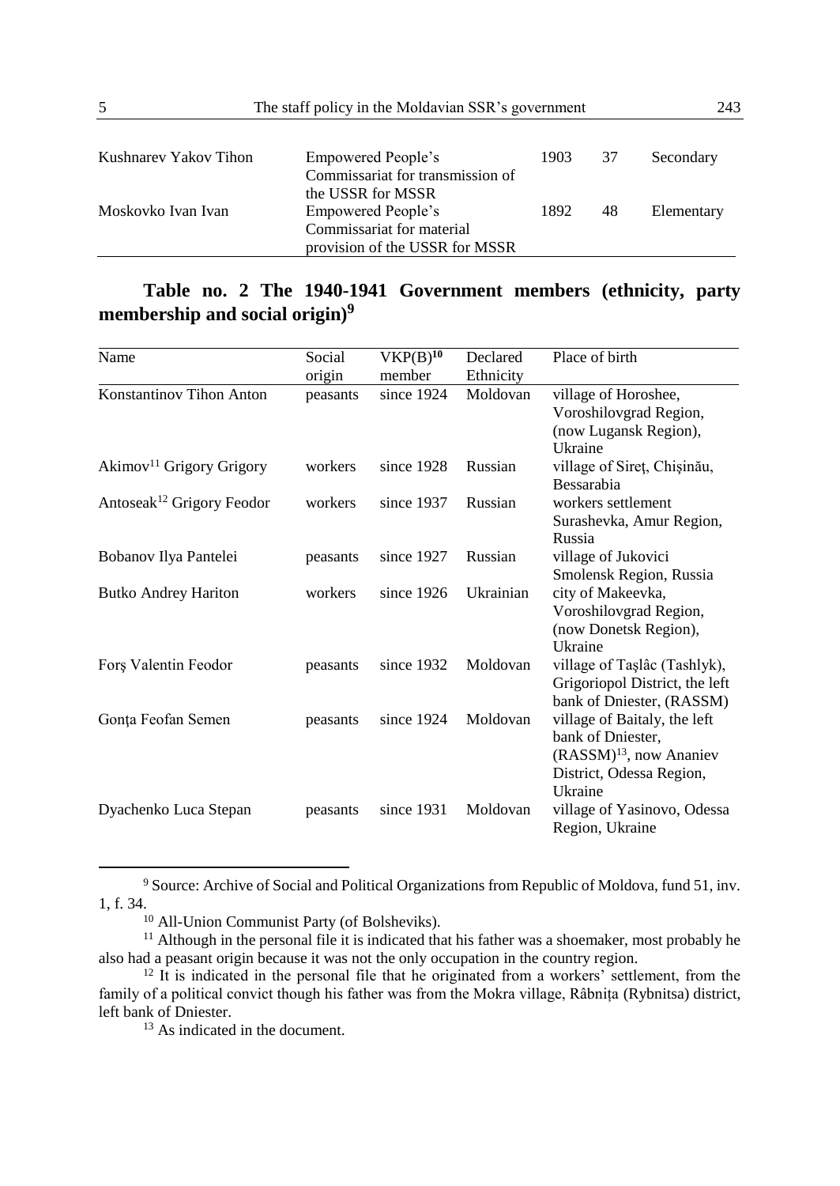| | | | | |
|---|---|---|---|---|
| Kushnarev Yakov Tihon | Empowered People's Commissariat for transmission of the USSR for MSSR | 1903 | 37 | Secondary |
| Moskovko Ivan Ivan | Empowered People's Commissariat for material provision of the USSR for MSSR | 1892 | 48 | Elementary |

## Table no. 2 The 1940-1941 Government members (ethnicity, party membership and social origin)[9]

| Name | Social origin | VKP(B)[10] member | Declared Ethnicity | Place of birth |
|---|---|---|---|---|
| Konstantinov Tihon Anton | peasants | since 1924 | Moldovan | village of Horoshee, Voroshilovgrad Region, (now Lugansk Region), Ukraine |
| Akimov[11] Grigory Grigory | workers | since 1928 | Russian | village of Sireț, Chișinău, Bessarabia |
| Antoseak[12] Grigory Feodor | workers | since 1937 | Russian | workers settlement Surashevka, Amur Region, Russia |
| Bobanov Ilya Pantelei | peasants | since 1927 | Russian | village of Jukovici Smolensk Region, Russia |
| Butko Andrey Hariton | workers | since 1926 | Ukrainian | city of Makeevka, Voroshilovgrad Region, (now Donetsk Region), Ukraine |
| Forș Valentin Feodor | peasants | since 1932 | Moldovan | village of Tașlâc (Tashlyk), Grigoriopol District, the left bank of Dniester, (RASSM) |
| Gonța Feofan Semen | peasants | since 1924 | Moldovan | village of Baitaly, the left bank of Dniester, (RASSM)[13], now Ananiev District, Odessa Region, Ukraine |
| Dyachenko Luca Stepan | peasants | since 1931 | Moldovan | village of Yasinovo, Odessa Region, Ukraine |

[9] Source: Archive of Social and Political Organizations from Republic of Moldova, fund 51, inv. 1, f. 34.

[10] All-Union Communist Party (of Bolsheviks).

[11] Although in the personal file it is indicated that his father was a shoemaker, most probably he also had a peasant origin because it was not the only occupation in the country region.

[12] It is indicated in the personal file that he originated from a workers' settlement, from the family of a political convict though his father was from the Mokra village, Râbnița (Rybnitsa) district, left bank of Dniester.

[13] As indicated in the document.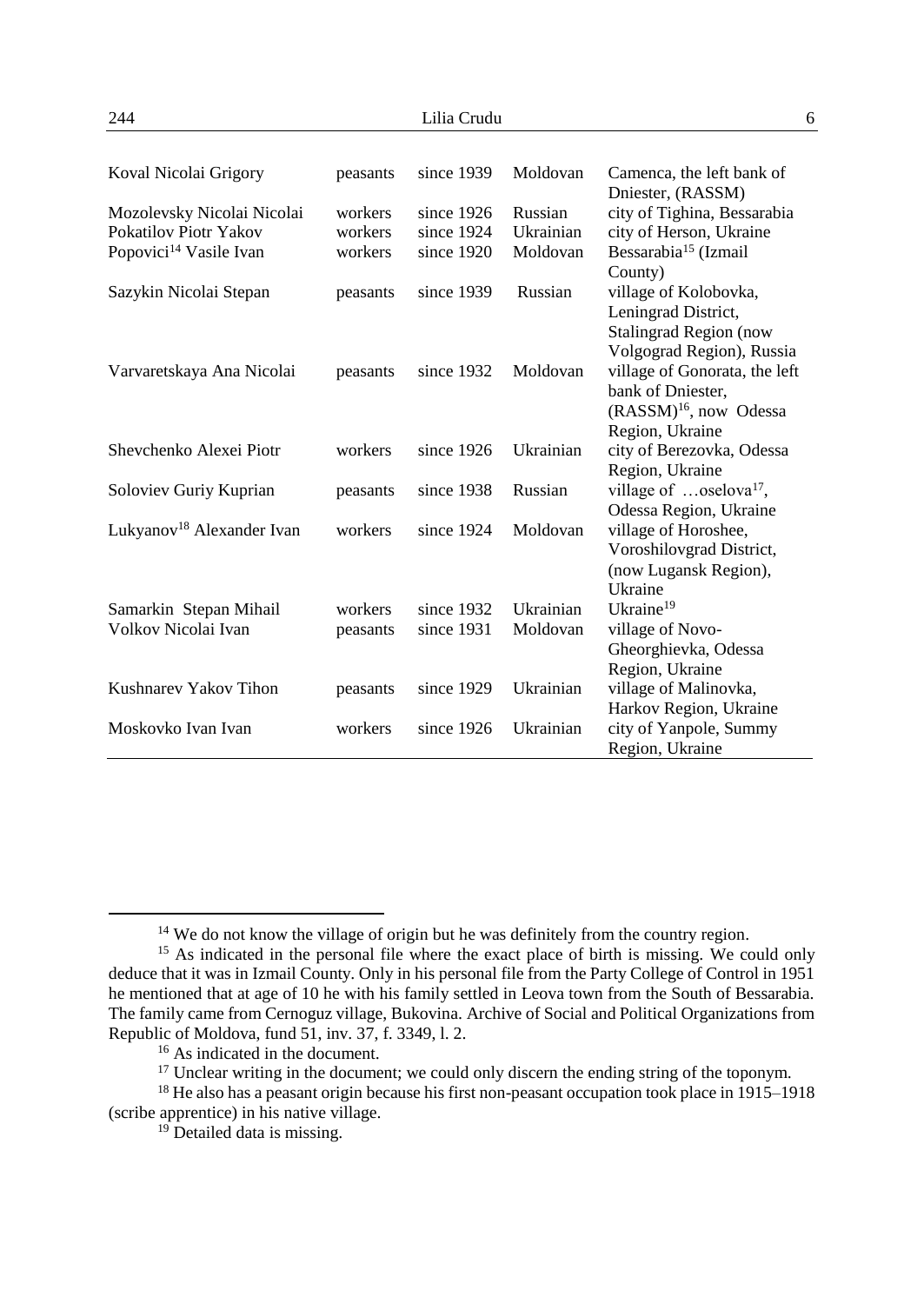| | | | | |
|---|---|---|---|---|
| Koval Nicolai Grigory | peasants | since 1939 | Moldovan | Camenca, the left bank of Dniester, (RASSM) |
| Mozolevsky Nicolai Nicolai | workers | since 1926 | Russian | city of Tighina, Bessarabia |
| Pokatilov Piotr Yakov | workers | since 1924 | Ukrainian | city of Herson, Ukraine |
| Popovici[14] Vasile Ivan | workers | since 1920 | Moldovan | Bessarabia[15] (Izmail County) |
| Sazykin Nicolai Stepan | peasants | since 1939 | Russian | village of Kolobovka, Leningrad District, Stalingrad Region (now Volgograd Region), Russia |
| Varvaretskaya Ana Nicolai | peasants | since 1932 | Moldovan | village of Gonorata, the left bank of Dniester, (RASSM)[16], now Odessa Region, Ukraine |
| Shevchenko Alexei Piotr | workers | since 1926 | Ukrainian | city of Berezovka, Odessa Region, Ukraine |
| Soloviev Guriy Kuprian | peasants | since 1938 | Russian | village of …oselova[17], Odessa Region, Ukraine |
| Lukyanov[18] Alexander Ivan | workers | since 1924 | Moldovan | village of Horoshee, Voroshilovgrad District, (now Lugansk Region), Ukraine |
| Samarkin Stepan Mihail | workers | since 1932 | Ukrainian | Ukraine[19] |
| Volkov Nicolai Ivan | peasants | since 1931 | Moldovan | village of Novo-Gheorghievka, Odessa Region, Ukraine |
| Kushnarev Yakov Tihon | peasants | since 1929 | Ukrainian | village of Malinovka, Harkov Region, Ukraine |
| Moskovko Ivan Ivan | workers | since 1926 | Ukrainian | city of Yanpole, Summy Region, Ukraine |

---

[14] We do not know the village of origin but he was definitely from the country region.

[15] As indicated in the personal file where the exact place of birth is missing. We could only deduce that it was in Izmail County. Only in his personal file from the Party College of Control in 1951 he mentioned that at age of 10 he with his family settled in Leova town from the South of Bessarabia. The family came from Cernoguz village, Bukovina. Archive of Social and Political Organizations from Republic of Moldova, fund 51, inv. 37, f. 3349, l. 2.

[16] As indicated in the document.

[17] Unclear writing in the document; we could only discern the ending string of the toponym.

[18] He also has a peasant origin because his first non-peasant occupation took place in 1915–1918 (scribe apprentice) in his native village.

[19] Detailed data is missing.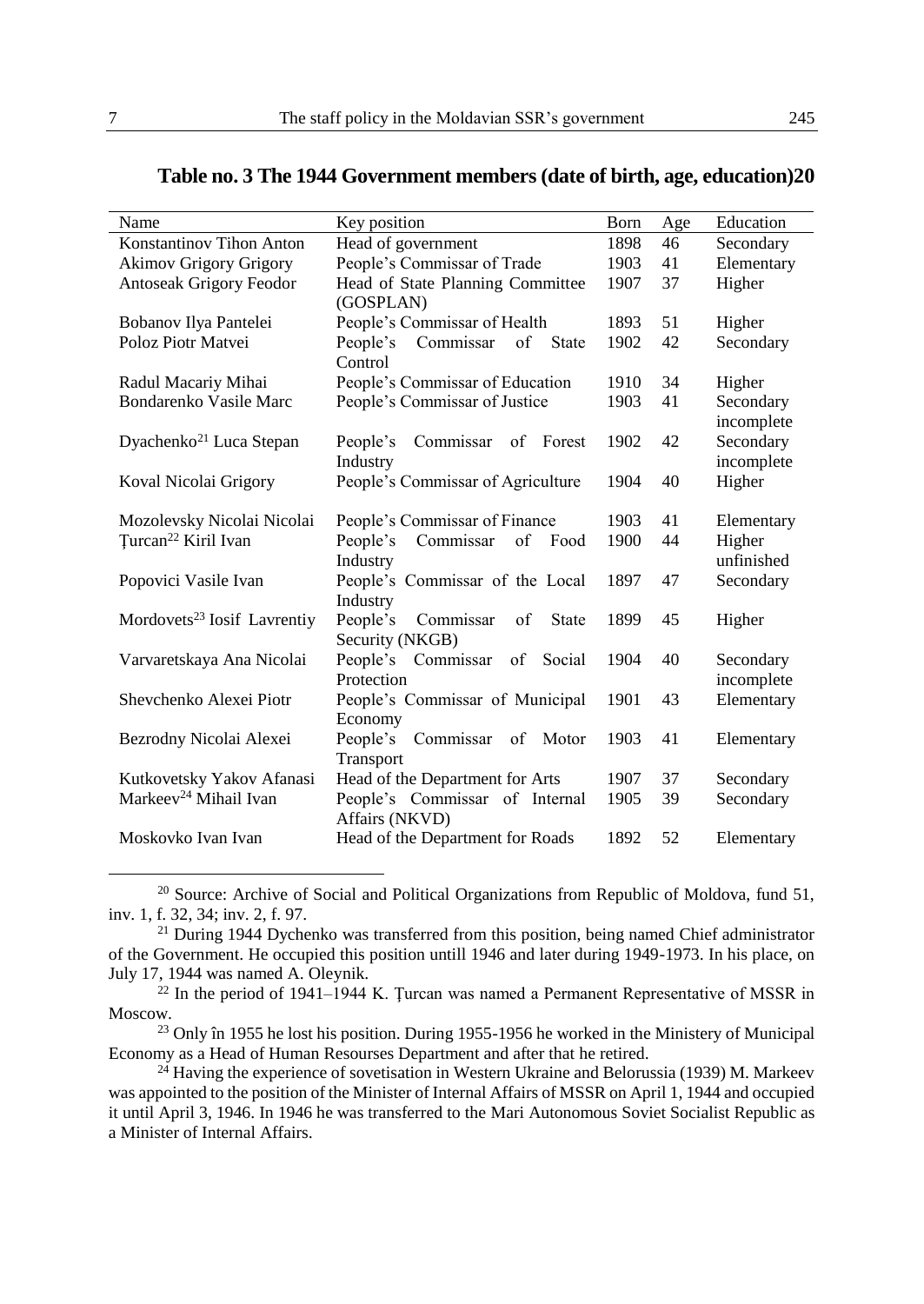**Table no. 3 The 1944 Government members (date of birth, age, education)[20]**

| Name | Key position | Born | Age | Education |
|---|---|---|---|---|
| Konstantinov Tihon Anton | Head of government | 1898 | 46 | Secondary |
| Akimov Grigory Grigory | People's Commissar of Trade | 1903 | 41 | Elementary |
| Antoseak Grigory Feodor | Head of State Planning Committee (GOSPLAN) | 1907 | 37 | Higher |
| Bobanov Ilya Pantelei | People's Commissar of Health | 1893 | 51 | Higher |
| Poloz Piotr Matvei | People's Commissar of State Control | 1902 | 42 | Secondary |
| Radul Macariy Mihai | People's Commissar of Education | 1910 | 34 | Higher |
| Bondarenko Vasile Marc | People's Commissar of Justice | 1903 | 41 | Secondary incomplete |
| Dyachenko[21] Luca Stepan | People's Commissar of Forest Industry | 1902 | 42 | Secondary incomplete |
| Koval Nicolai Grigory | People's Commissar of Agriculture | 1904 | 40 | Higher |
| Mozolevsky Nicolai Nicolai | People's Commissar of Finance | 1903 | 41 | Elementary |
| Ţurcan[22] Kiril Ivan | People's Commissar of Food Industry | 1900 | 44 | Higher unfinished |
| Popovici Vasile Ivan | People's Commissar of the Local Industry | 1897 | 47 | Secondary |
| Mordovets[23] Iosif Lavrentiy | People's Commissar of State Security (NKGB) | 1899 | 45 | Higher |
| Varvaretskaya Ana Nicolai | People's Commissar of Social Protection | 1904 | 40 | Secondary incomplete |
| Shevchenko Alexei Piotr | People's Commissar of Municipal Economy | 1901 | 43 | Elementary |
| Bezrodny Nicolai Alexei | People's Commissar of Motor Transport | 1903 | 41 | Elementary |
| Kutkovetsky Yakov Afanasi | Head of the Department for Arts | 1907 | 37 | Secondary |
| Markeev[24] Mihail Ivan | People's Commissar of Internal Affairs (NKVD) | 1905 | 39 | Secondary |
| Moskovko Ivan Ivan | Head of the Department for Roads | 1892 | 52 | Elementary |

[20] Source: Archive of Social and Political Organizations from Republic of Moldova, fund 51, inv. 1, f. 32, 34; inv. 2, f. 97.

[21] During 1944 Dychenko was transferred from this position, being named Chief administrator of the Government. He occupied this position untill 1946 and later during 1949-1973. In his place, on July 17, 1944 was named A. Oleynik.

[22] In the period of 1941–1944 K. Ţurcan was named a Permanent Representative of MSSR in Moscow.

[23] Only în 1955 he lost his position. During 1955-1956 he worked in the Ministery of Municipal Economy as a Head of Human Resourses Department and after that he retired.

[24] Having the experience of sovetisation in Western Ukraine and Belorussia (1939) M. Markeev was appointed to the position of the Minister of Internal Affairs of MSSR on April 1, 1944 and occupied it until April 3, 1946. In 1946 he was transferred to the Mari Autonomous Soviet Socialist Republic as a Minister of Internal Affairs.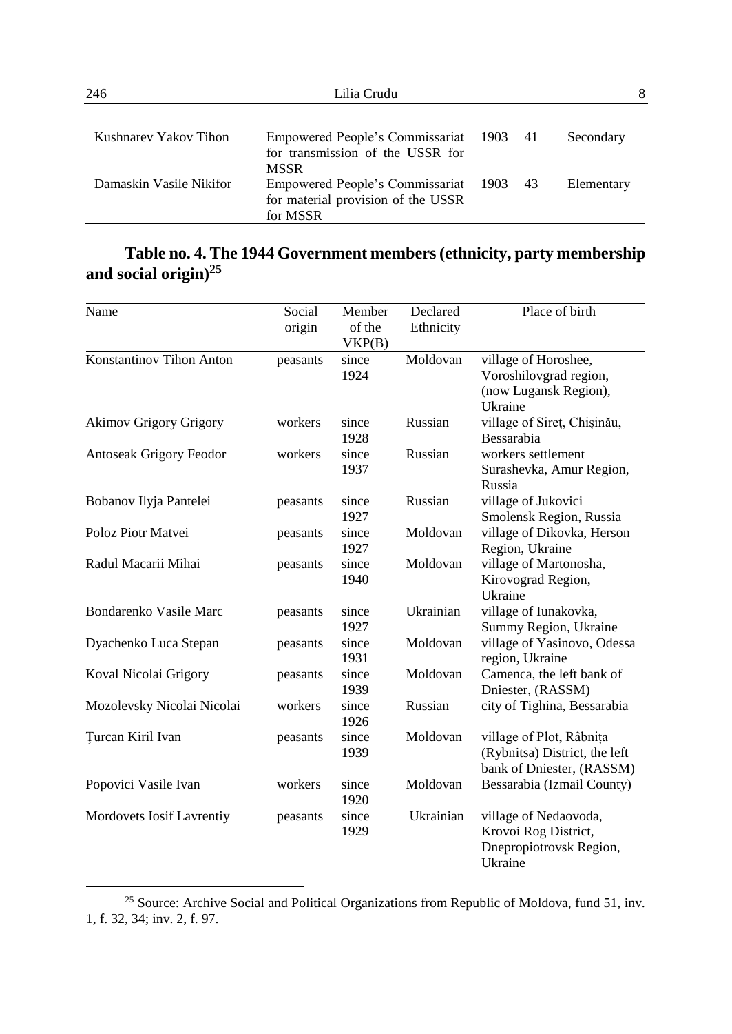| | | | | |
|---|---|---|---|---|
| Kushnarev Yakov Tihon | Empowered People's Commissariat for transmission of the USSR for MSSR | 1903 | 41 | Secondary |
| Damaskin Vasile Nikifor | Empowered People's Commissariat for material provision of the USSR for MSSR | 1903 | 43 | Elementary |

## Table no. 4. The 1944 Government members (ethnicity, party membership and social origin)[25]

| Name | Social origin | Member of the VKP(B) | Declared Ethnicity | Place of birth |
|---|---|---|---|---|
| Konstantinov Tihon Anton | peasants | since 1924 | Moldovan | village of Horoshee, Voroshilovgrad region, (now Lugansk Region), Ukraine |
| Akimov Grigory Grigory | workers | since 1928 | Russian | village of Sireț, Chișinău, Bessarabia |
| Antoseak Grigory Feodor | workers | since 1937 | Russian | workers settlement Surashevka, Amur Region, Russia |
| Bobanov Ilyja Pantelei | peasants | since 1927 | Russian | village of Jukovici Smolensk Region, Russia |
| Poloz Piotr Matvei | peasants | since 1927 | Moldovan | village of Dikovka, Herson Region, Ukraine |
| Radul Macarii Mihai | peasants | since 1940 | Moldovan | village of Martonosha, Kirovograd Region, Ukraine |
| Bondarenko Vasile Marc | peasants | since 1927 | Ukrainian | village of Iunakovka, Summy Region, Ukraine |
| Dyachenko Luca Stepan | peasants | since 1931 | Moldovan | village of Yasinovo, Odessa region, Ukraine |
| Koval Nicolai Grigory | peasants | since 1939 | Moldovan | Camenca, the left bank of Dniester, (RASSM) |
| Mozolevsky Nicolai Nicolai | workers | since 1926 | Russian | city of Tighina, Bessarabia |
| Țurcan Kiril Ivan | peasants | since 1939 | Moldovan | village of Plot, Râbnița (Rybnitsa) District, the left bank of Dniester, (RASSM) |
| Popovici Vasile Ivan | workers | since 1920 | Moldovan | Bessarabia (Izmail County) |
| Mordovets Iosif Lavrentiy | peasants | since 1929 | Ukrainian | village of Nedaovoda, Krovoi Rog District, Dnepropiotrovsk Region, Ukraine |

[25] Source: Archive Social and Political Organizations from Republic of Moldova, fund 51, inv. 1, f. 32, 34; inv. 2, f. 97.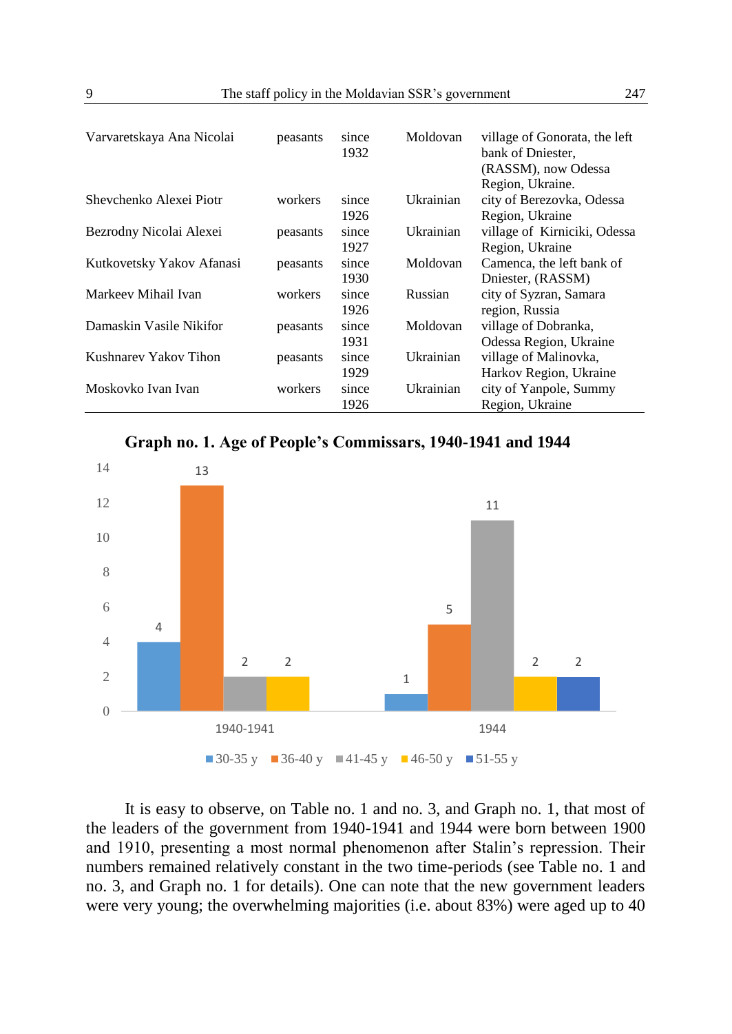| | | | | |
|---|---|---|---|---|
| Varvaretskaya Ana Nicolai | peasants | since 1932 | Moldovan | village of Gonorata, the left bank of Dniester, (RASSM), now Odessa Region, Ukraine. |
| Shevchenko Alexei Piotr | workers | since 1926 | Ukrainian | city of Berezovka, Odessa Region, Ukraine |
| Bezrodny Nicolai Alexei | peasants | since 1927 | Ukrainian | village of Kirniciki, Odessa Region, Ukraine |
| Kutkovetsky Yakov Afanasi | peasants | since 1930 | Moldovan | Camenca, the left bank of Dniester, (RASSM) |
| Markeev Mihail Ivan | workers | since 1926 | Russian | city of Syzran, Samara region, Russia |
| Damaskin Vasile Nikifor | peasants | since 1931 | Moldovan | village of Dobranka, Odessa Region, Ukraine |
| Kushnarev Yakov Tihon | peasants | since 1929 | Ukrainian | village of Malinovka, Harkov Region, Ukraine |
| Moskovko Ivan Ivan | workers | since 1926 | Ukrainian | city of Yanpole, Summy Region, Ukraine |

**Graph no. 1. Age of People's Commissars, 1940-1941 and 1944**

| | 30-35 y | 36-40 y | 41-45 y | 46-50 y | 51-55 y |
|---|---|---|---|---|---|
| 1940-1941 | 4 | 13 | 2 | 2 | |
| 1944 | 1 | 5 | 11 | 2 | 2 |

It is easy to observe, on Table no. 1 and no. 3, and Graph no. 1, that most of the leaders of the government from 1940-1941 and 1944 were born between 1900 and 1910, presenting a most normal phenomenon after Stalin's repression. Their numbers remained relatively constant in the two time-periods (see Table no. 1 and no. 3, and Graph no. 1 for details). One can note that the new government leaders were very young; the overwhelming majorities (i.e. about 83%) were aged up to 40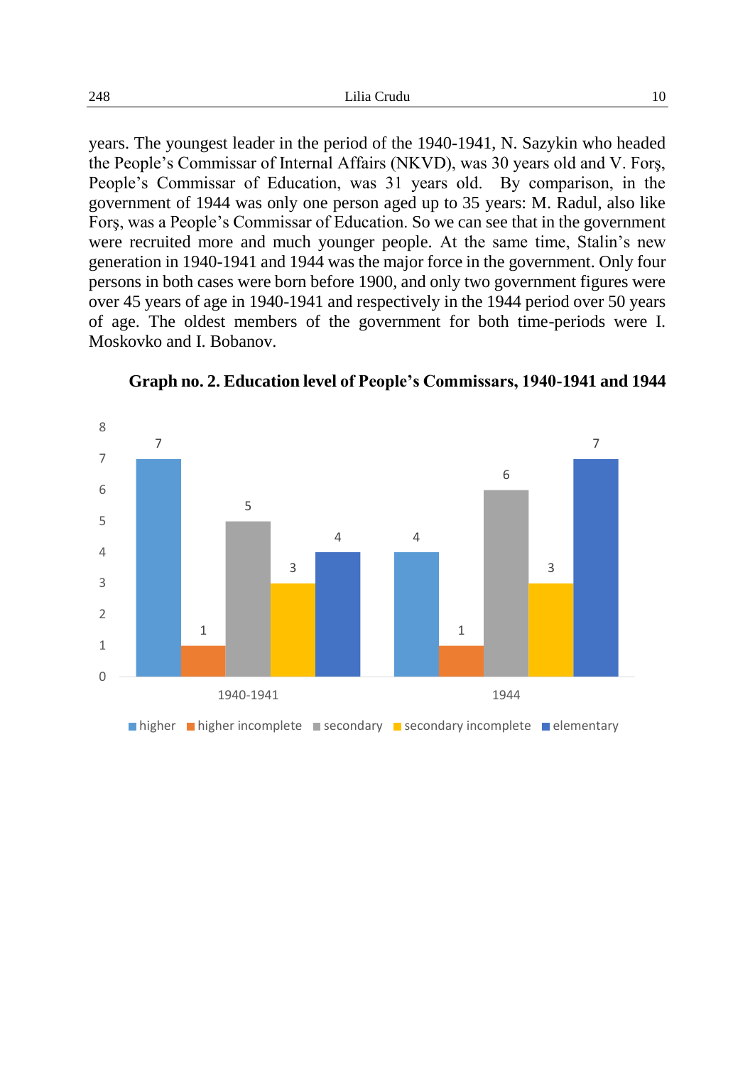years. The youngest leader in the period of the 1940-1941, N. Sazykin who headed the People's Commissar of Internal Affairs (NKVD), was 30 years old and V. Forş, People's Commissar of Education, was 31 years old. By comparison, in the government of 1944 was only one person aged up to 35 years: M. Radul, also like Forş, was a People's Commissar of Education. So we can see that in the government were recruited more and much younger people. At the same time, Stalin's new generation in 1940-1941 and 1944 was the major force in the government. Only four persons in both cases were born before 1900, and only two government figures were over 45 years of age in 1940-1941 and respectively in the 1944 period over 50 years of age. The oldest members of the government for both time-periods were I. Moskovko and I. Bobanov.

**Graph no. 2. Education level of People's Commissars, 1940-1941 and 1944**

| | higher | higher incomplete | secondary | secondary incomplete | elementary |
|---|---|---|---|---|---|
| 1940-1941 | 7 | 1 | 5 | 3 | 4 |
| 1944 | 4 | 1 | 6 | 3 | 7 |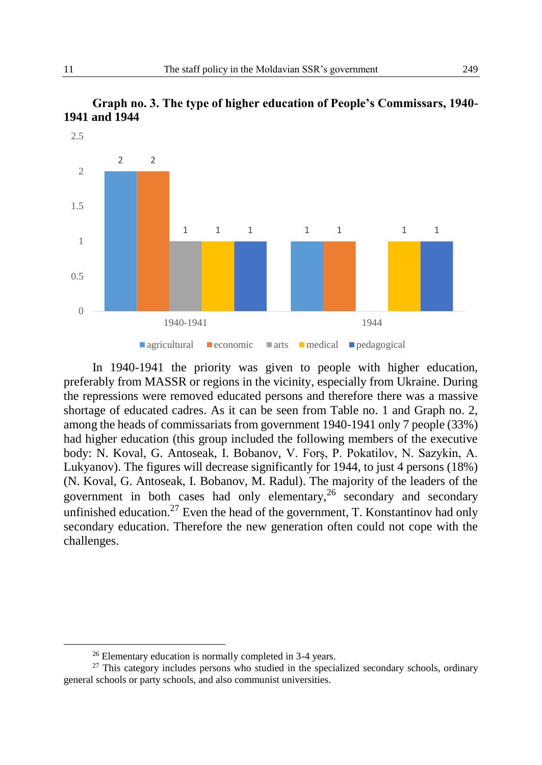**Graph no. 3. The type of higher education of People's Commissars, 1940-1941 and 1944**

| | agricultural | economic | arts | medical | pedagogical |
|---|---|---|---|---|---|
| 1940-1941 | 2 | 2 | 1 | 1 | 1 |
| 1944 | 1 | 1 | | 1 | 1 |

In 1940-1941 the priority was given to people with higher education, preferably from MASSR or regions in the vicinity, especially from Ukraine. During the repressions were removed educated persons and therefore there was a massive shortage of educated cadres. As it can be seen from Table no. 1 and Graph no. 2, among the heads of commissariats from government 1940-1941 only 7 people (33%) had higher education (this group included the following members of the executive body: N. Koval, G. Antoseak, I. Bobanov, V. Forş, P. Pokatilov, N. Sazykin, A. Lukyanov). The figures will decrease significantly for 1944, to just 4 persons (18%) (N. Koval, G. Antoseak, I. Bobanov, M. Radul). The majority of the leaders of the government in both cases had only elementary,[26] secondary and secondary unfinished education.[27] Even the head of the government, T. Konstantinov had only secondary education. Therefore the new generation often could not cope with the challenges.

---

[26] Elementary education is normally completed in 3-4 years.

[27] This category includes persons who studied in the specialized secondary schools, ordinary general schools or party schools, and also communist universities.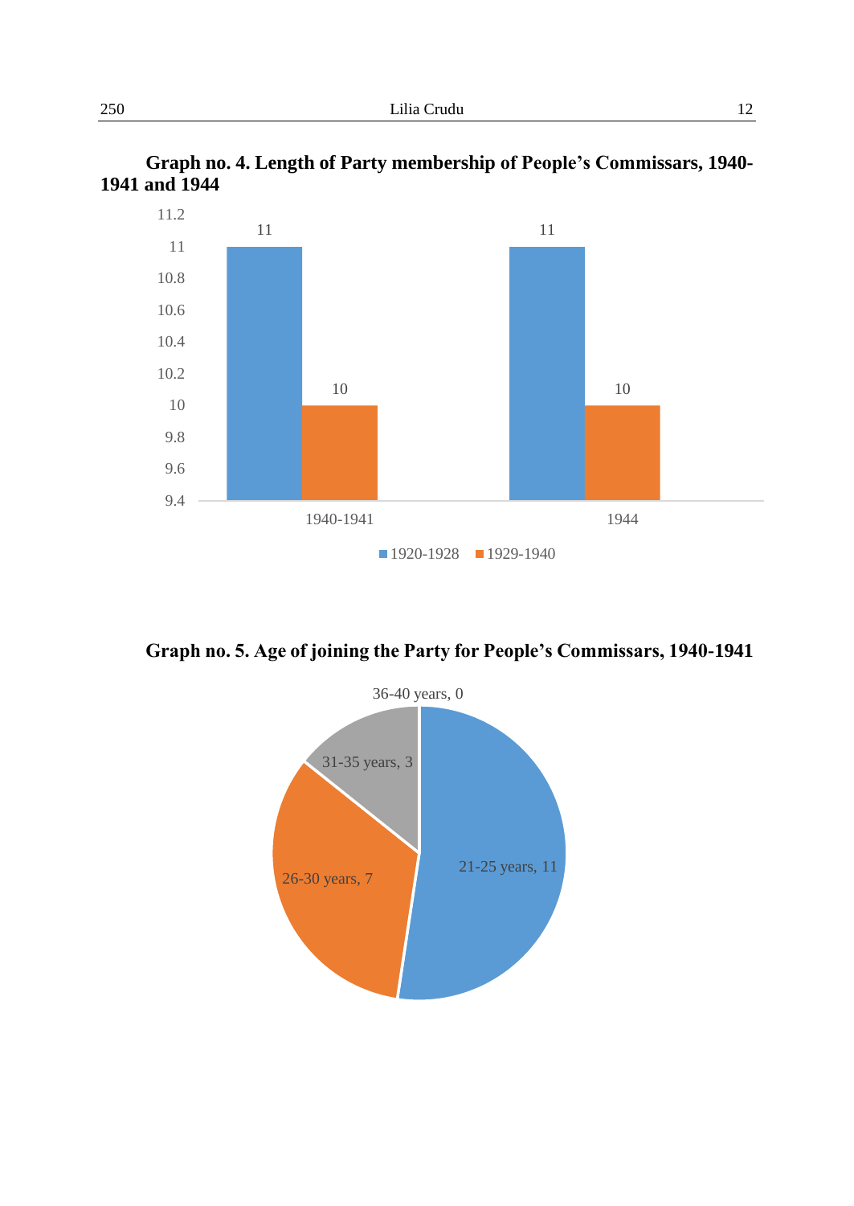**Graph no. 4. Length of Party membership of People's Commissars, 1940-1941 and 1944**

| | 1920-1928 | 1929-1940 |
|---|---|---|
| 1940-1941 | 11 | 10 |
| 1944 | 11 | 10 |

**Graph no. 5. Age of joining the Party for People's Commissars, 1940-1941**

| Age | Number |
|---|---|
| 21-25 years | 11 |
| 26-30 years | 7 |
| 31-35 years | 3 |
| 36-40 years | 0 |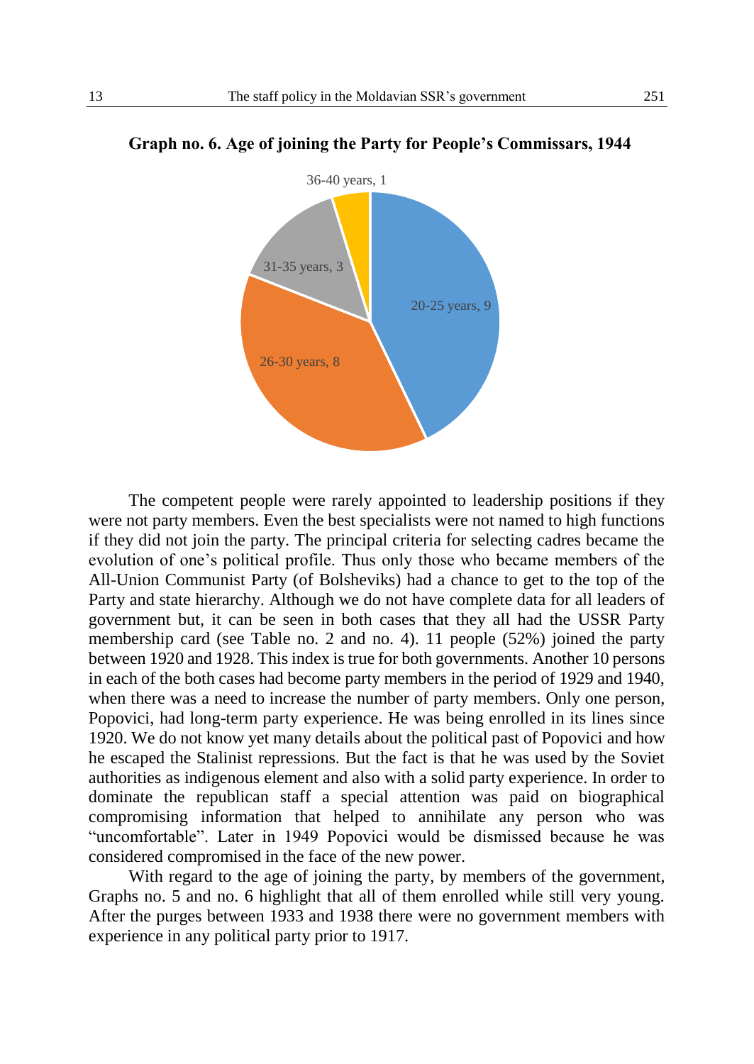**Graph no. 6. Age of joining the Party for People's Commissars, 1944**

36-40 years, 1

31-35 years, 3

20-25 years, 9

26-30 years, 8

The competent people were rarely appointed to leadership positions if they were not party members. Even the best specialists were not named to high functions if they did not join the party. The principal criteria for selecting cadres became the evolution of one's political profile. Thus only those who became members of the All-Union Communist Party (of Bolsheviks) had a chance to get to the top of the Party and state hierarchy. Although we do not have complete data for all leaders of government but, it can be seen in both cases that they all had the USSR Party membership card (see Table no. 2 and no. 4). 11 people (52%) joined the party between 1920 and 1928. This index is true for both governments. Another 10 persons in each of the both cases had become party members in the period of 1929 and 1940, when there was a need to increase the number of party members. Only one person, Popovici, had long-term party experience. He was being enrolled in its lines since 1920. We do not know yet many details about the political past of Popovici and how he escaped the Stalinist repressions. But the fact is that he was used by the Soviet authorities as indigenous element and also with a solid party experience. In order to dominate the republican staff a special attention was paid on biographical compromising information that helped to annihilate any person who was "uncomfortable". Later in 1949 Popovici would be dismissed because he was considered compromised in the face of the new power.

With regard to the age of joining the party, by members of the government, Graphs no. 5 and no. 6 highlight that all of them enrolled while still very young. After the purges between 1933 and 1938 there were no government members with experience in any political party prior to 1917.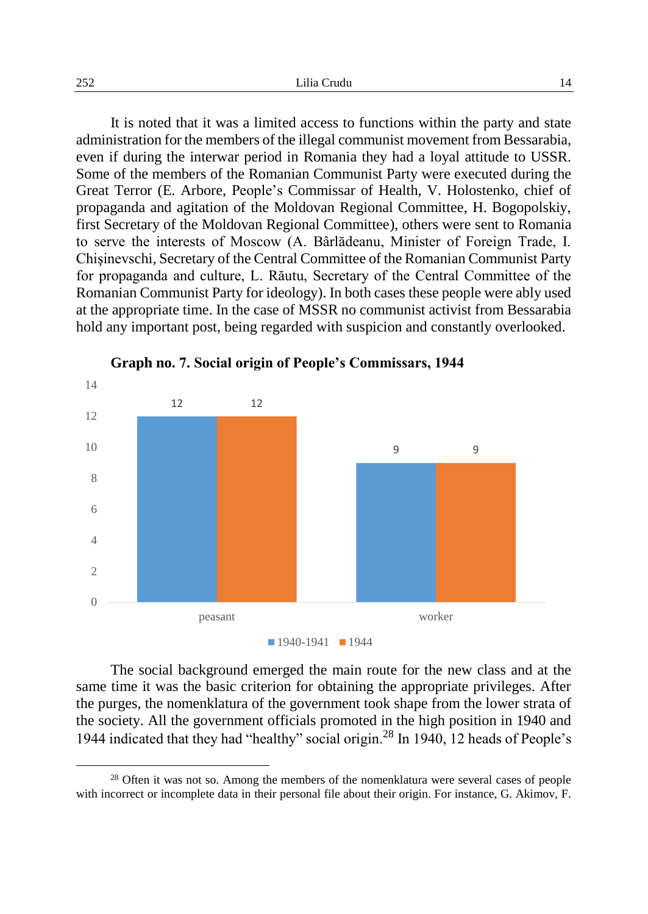It is noted that it was a limited access to functions within the party and state administration for the members of the illegal communist movement from Bessarabia, even if during the interwar period in Romania they had a loyal attitude to USSR. Some of the members of the Romanian Communist Party were executed during the Great Terror (E. Arbore, People's Commissar of Health, V. Holostenko, chief of propaganda and agitation of the Moldovan Regional Committee, H. Bogopolskiy, first Secretary of the Moldovan Regional Committee), others were sent to Romania to serve the interests of Moscow (A. Bârlădeanu, Minister of Foreign Trade, I. Chişinevschi, Secretary of the Central Committee of the Romanian Communist Party for propaganda and culture, L. Răutu, Secretary of the Central Committee of the Romanian Communist Party for ideology). In both cases these people were ably used at the appropriate time. In the case of MSSR no communist activist from Bessarabia hold any important post, being regarded with suspicion and constantly overlooked.

**Graph no. 7. Social origin of People's Commissars, 1944**

| | 1940-1941 | 1944 |
|---|---|---|
| peasant | 12 | 12 |
| worker | 9 | 9 |

The social background emerged the main route for the new class and at the same time it was the basic criterion for obtaining the appropriate privileges. After the purges, the nomenklatura of the government took shape from the lower strata of the society. All the government officials promoted in the high position in 1940 and 1944 indicated that they had "healthy" social origin.[28] In 1940, 12 heads of People's

[28] Often it was not so. Among the members of the nomenklatura were several cases of people with incorrect or incomplete data in their personal file about their origin. For instance, G. Akimov, F.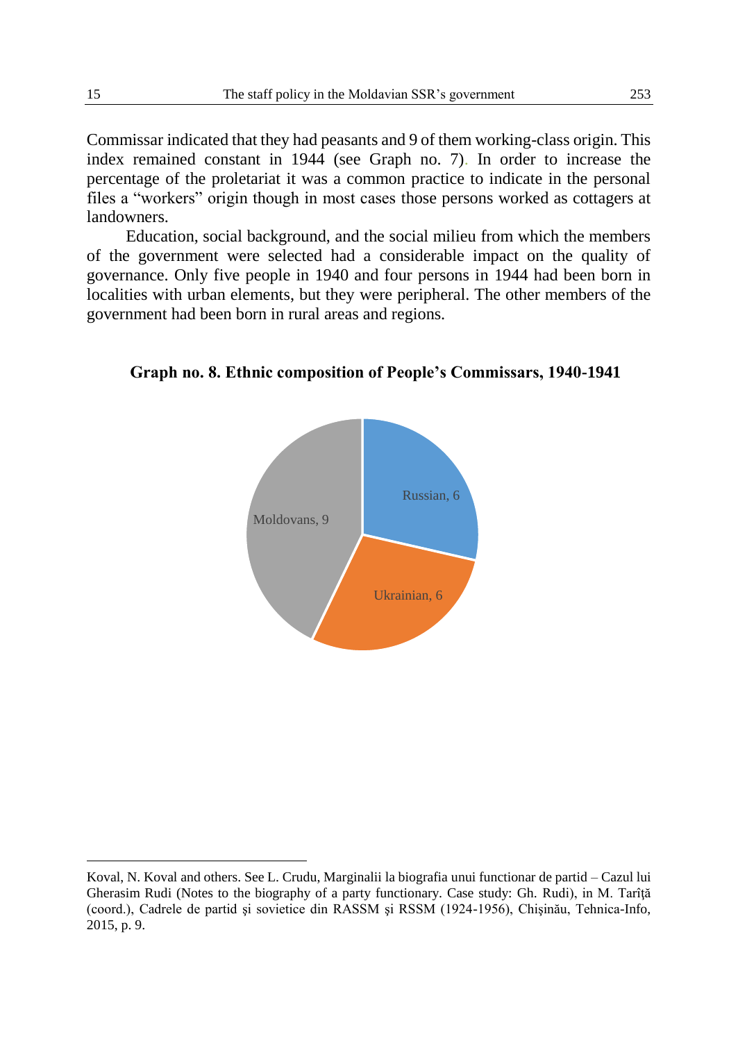Commissar indicated that they had peasants and 9 of them working-class origin. This index remained constant in 1944 (see Graph no. 7). In order to increase the percentage of the proletariat it was a common practice to indicate in the personal files a "workers" origin though in most cases those persons worked as cottagers at landowners.

Education, social background, and the social milieu from which the members of the government were selected had a considerable impact on the quality of governance. Only five people in 1940 and four persons in 1944 had been born in localities with urban elements, but they were peripheral. The other members of the government had been born in rural areas and regions.

**Graph no. 8. Ethnic composition of People's Commissars, 1940-1941**

| Ethnicity | Number |
|---|---|
| Russian | 6 |
| Ukrainian | 6 |
| Moldovans | 9 |

Koval, N. Koval and others. See L. Crudu, Marginalii la biografia unui functionar de partid – Cazul lui Gherasim Rudi (Notes to the biography of a party functionary. Case study: Gh. Rudi), in M. Tarîţă (coord.), Cadrele de partid şi sovietice din RASSM şi RSSM (1924-1956), Chişinău, Tehnica-Info, 2015, p. 9.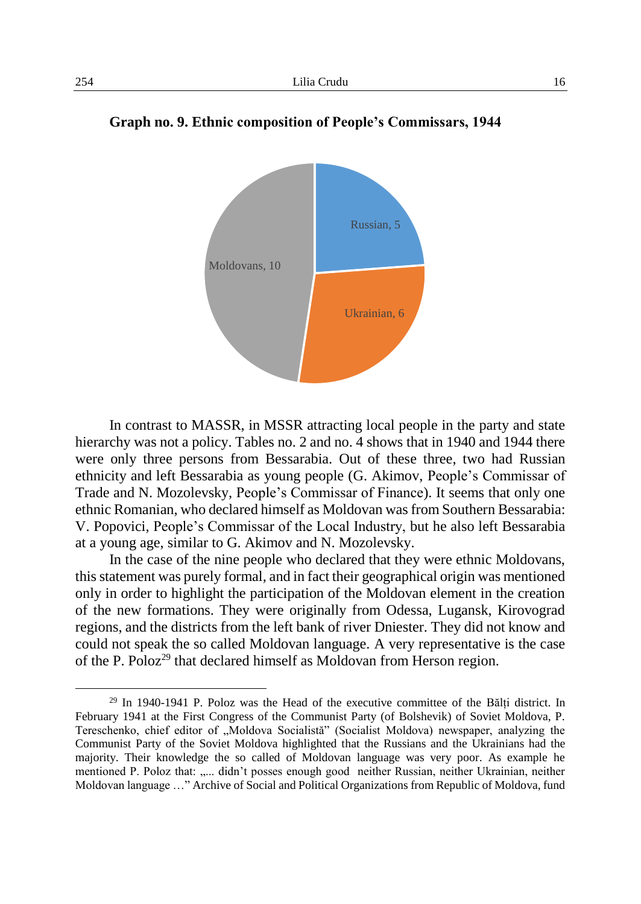**Graph no. 9. Ethnic composition of People's Commissars, 1944**

Russian, 5

Ukrainian, 6

Moldovans, 10

In contrast to MASSR, in MSSR attracting local people in the party and state hierarchy was not a policy. Tables no. 2 and no. 4 shows that in 1940 and 1944 there were only three persons from Bessarabia. Out of these three, two had Russian ethnicity and left Bessarabia as young people (G. Akimov, People's Commissar of Trade and N. Mozolevsky, People's Commissar of Finance). It seems that only one ethnic Romanian, who declared himself as Moldovan was from Southern Bessarabia: V. Popovici, People's Commissar of the Local Industry, but he also left Bessarabia at a young age, similar to G. Akimov and N. Mozolevsky.

In the case of the nine people who declared that they were ethnic Moldovans, this statement was purely formal, and in fact their geographical origin was mentioned only in order to highlight the participation of the Moldovan element in the creation of the new formations. They were originally from Odessa, Lugansk, Kirovograd regions, and the districts from the left bank of river Dniester. They did not know and could not speak the so called Moldovan language. A very representative is the case of the P. Poloz[29] that declared himself as Moldovan from Herson region.

---

[29] In 1940-1941 P. Poloz was the Head of the executive committee of the Bălți district. In February 1941 at the First Congress of the Communist Party (of Bolshevik) of Soviet Moldova, P. Tereschenko, chief editor of „Moldova Socialistă" (Socialist Moldova) newspaper, analyzing the Communist Party of the Soviet Moldova highlighted that the Russians and the Ukrainians had the majority. Their knowledge the so called of Moldovan language was very poor. As example he mentioned P. Poloz that: „... didn't posses enough good neither Russian, neither Ukrainian, neither Moldovan language …" Archive of Social and Political Organizations from Republic of Moldova, fund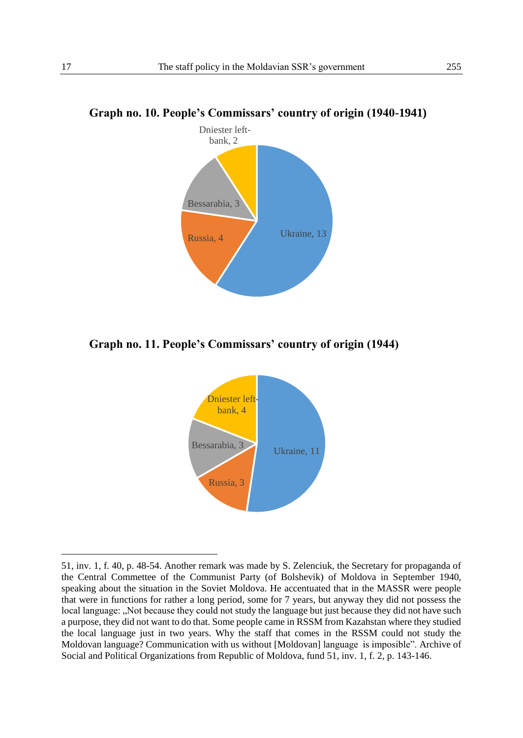**Graph no. 10. People's Commissars' country of origin (1940-1941)**

| Country of origin | Number |
|---|---|
| Ukraine | 13 |
| Russia | 4 |
| Bessarabia | 3 |
| Dniester left-bank | 2 |

**Graph no. 11. People's Commissars' country of origin (1944)**

| Country of origin | Number |
|---|---|
| Ukraine | 11 |
| Russia | 3 |
| Bessarabia | 3 |
| Dniester left-bank | 4 |

---

51, inv. 1, f. 40, p. 48-54. Another remark was made by S. Zelenciuk, the Secretary for propaganda of the Central Commettee of the Communist Party (of Bolshevik) of Moldova in September 1940, speaking about the situation in the Soviet Moldova. He accentuated that in the MASSR were people that were in functions for rather a long period, some for 7 years, but anyway they did not possess the local language: „Not because they could not study the language but just because they did not have such a purpose, they did not want to do that. Some people came in RSSM from Kazahstan where they studied the local language just in two years. Why the staff that comes in the RSSM could not study the Moldovan language? Communication with us without [Moldovan] language is imposible". Archive of Social and Political Organizations from Republic of Moldova, fund 51, inv. 1, f. 2, p. 143-146.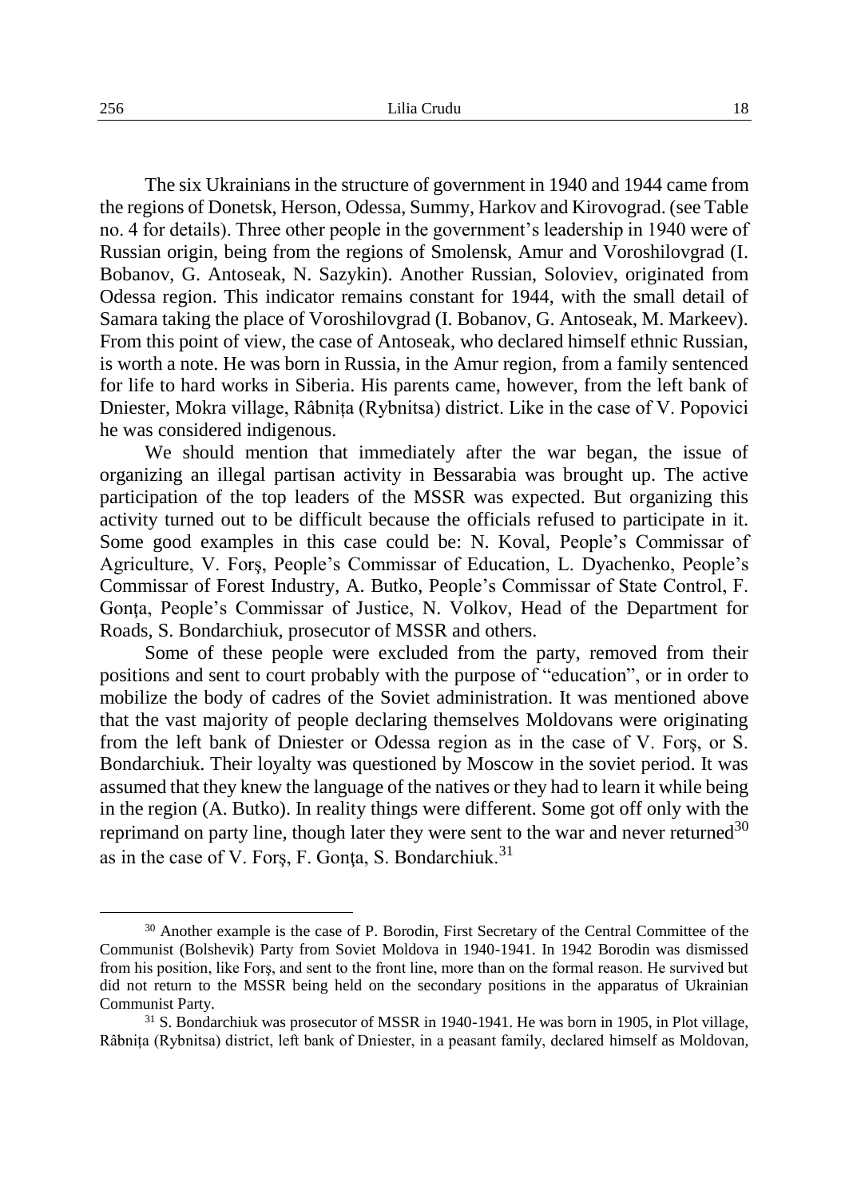The six Ukrainians in the structure of government in 1940 and 1944 came from the regions of Donetsk, Herson, Odessa, Summy, Harkov and Kirovograd. (see Table no. 4 for details). Three other people in the government's leadership in 1940 were of Russian origin, being from the regions of Smolensk, Amur and Voroshilovgrad (I. Bobanov, G. Antoseak, N. Sazykin). Another Russian, Soloviev, originated from Odessa region. This indicator remains constant for 1944, with the small detail of Samara taking the place of Voroshilovgrad (I. Bobanov, G. Antoseak, M. Markeev). From this point of view, the case of Antoseak, who declared himself ethnic Russian, is worth a note. He was born in Russia, in the Amur region, from a family sentenced for life to hard works in Siberia. His parents came, however, from the left bank of Dniester, Mokra village, Râbnița (Rybnitsa) district. Like in the case of V. Popovici he was considered indigenous.

We should mention that immediately after the war began, the issue of organizing an illegal partisan activity in Bessarabia was brought up. The active participation of the top leaders of the MSSR was expected. But organizing this activity turned out to be difficult because the officials refused to participate in it. Some good examples in this case could be: N. Koval, People's Commissar of Agriculture, V. Forş, People's Commissar of Education, L. Dyachenko, People's Commissar of Forest Industry, A. Butko, People's Commissar of State Control, F. Gonţa, People's Commissar of Justice, N. Volkov, Head of the Department for Roads, S. Bondarchiuk, prosecutor of MSSR and others.

Some of these people were excluded from the party, removed from their positions and sent to court probably with the purpose of "education", or in order to mobilize the body of cadres of the Soviet administration. It was mentioned above that the vast majority of people declaring themselves Moldovans were originating from the left bank of Dniester or Odessa region as in the case of V. Forş, or S. Bondarchiuk. Their loyalty was questioned by Moscow in the soviet period. It was assumed that they knew the language of the natives or they had to learn it while being in the region (A. Butko). In reality things were different. Some got off only with the reprimand on party line, though later they were sent to the war and never returned[30] as in the case of V. Forş, F. Gonţa, S. Bondarchiuk.[31]

[30] Another example is the case of P. Borodin, First Secretary of the Central Committee of the Communist (Bolshevik) Party from Soviet Moldova in 1940-1941. In 1942 Borodin was dismissed from his position, like Forş, and sent to the front line, more than on the formal reason. He survived but did not return to the MSSR being held on the secondary positions in the apparatus of Ukrainian Communist Party.

[31] S. Bondarchiuk was prosecutor of MSSR in 1940-1941. He was born in 1905, in Plot village, Râbnița (Rybnitsa) district, left bank of Dniester, in a peasant family, declared himself as Moldovan,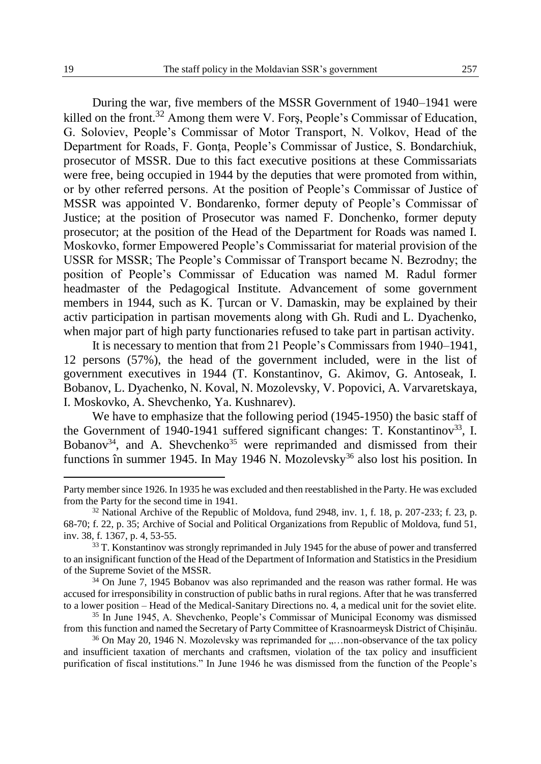During the war, five members of the MSSR Government of 1940–1941 were killed on the front.[32] Among them were V. Forş, People's Commissar of Education, G. Soloviev, People's Commissar of Motor Transport, N. Volkov, Head of the Department for Roads, F. Gonţa, People's Commissar of Justice, S. Bondarchiuk, prosecutor of MSSR. Due to this fact executive positions at these Commissariats were free, being occupied in 1944 by the deputies that were promoted from within, or by other referred persons. At the position of People's Commissar of Justice of MSSR was appointed V. Bondarenko, former deputy of People's Commissar of Justice; at the position of Prosecutor was named F. Donchenko, former deputy prosecutor; at the position of the Head of the Department for Roads was named I. Moskovko, former Empowered People's Commissariat for material provision of the USSR for MSSR; The People's Commissar of Transport became N. Bezrodny; the position of People's Commissar of Education was named M. Radul former headmaster of the Pedagogical Institute. Advancement of some government members in 1944, such as K. Țurcan or V. Damaskin, may be explained by their activ participation in partisan movements along with Gh. Rudi and L. Dyachenko, when major part of high party functionaries refused to take part in partisan activity.

It is necessary to mention that from 21 People's Commissars from 1940–1941, 12 persons (57%), the head of the government included, were in the list of government executives in 1944 (T. Konstantinov, G. Akimov, G. Antoseak, I. Bobanov, L. Dyachenko, N. Koval, N. Mozolevsky, V. Popovici, A. Varvaretskaya, I. Moskovko, A. Shevchenko, Ya. Kushnarev).

We have to emphasize that the following period (1945-1950) the basic staff of the Government of 1940-1941 suffered significant changes: T. Konstantinov[33], I. Bobanov[34], and A. Shevchenko[35] were reprimanded and dismissed from their functions în summer 1945. In May 1946 N. Mozolevsky[36] also lost his position. In

---

Party member since 1926. In 1935 he was excluded and then reestablished in the Party. He was excluded from the Party for the second time in 1941.

[32] National Archive of the Republic of Moldova, fund 2948, inv. 1, f. 18, p. 207-233; f. 23, p. 68-70; f. 22, p. 35; Archive of Social and Political Organizations from Republic of Moldova, fund 51, inv. 38, f. 1367, p. 4, 53-55.

[33] T. Konstantinov was strongly reprimanded in July 1945 for the abuse of power and transferred to an insignificant function of the Head of the Department of Information and Statistics in the Presidium of the Supreme Soviet of the MSSR.

[34] On June 7, 1945 Bobanov was also reprimanded and the reason was rather formal. He was accused for irresponsibility in construction of public baths in rural regions. After that he was transferred to a lower position – Head of the Medical-Sanitary Directions no. 4, a medical unit for the soviet elite.

[35] In June 1945, A. Shevchenko, People's Commissar of Municipal Economy was dismissed from this function and named the Secretary of Party Committee of Krasnoarmeysk District of Chișinău.

[36] On May 20, 1946 N. Mozolevsky was reprimanded for „…non-observance of the tax policy and insufficient taxation of merchants and craftsmen, violation of the tax policy and insufficient purification of fiscal institutions." In June 1946 he was dismissed from the function of the People's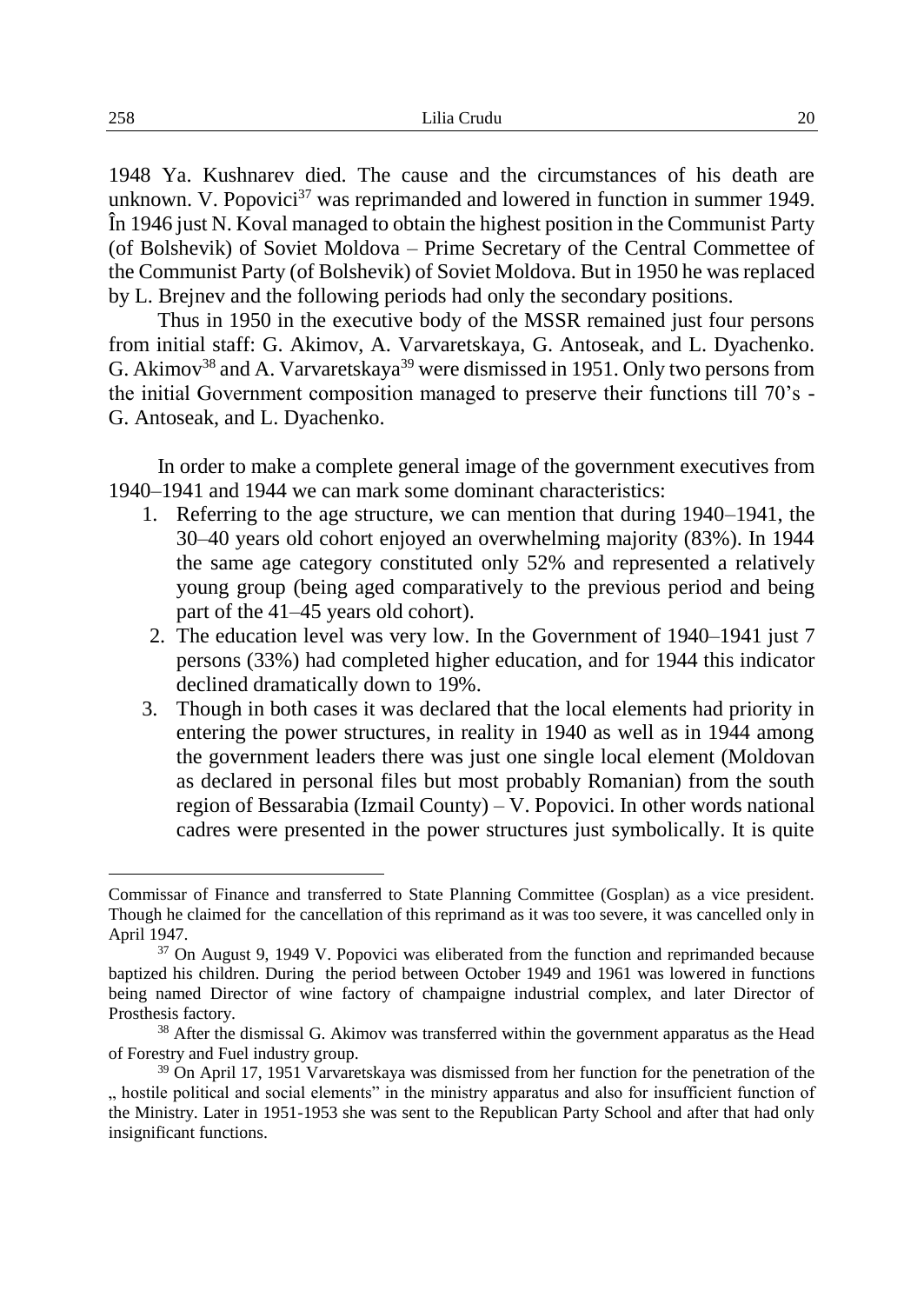1948 Ya. Kushnarev died. The cause and the circumstances of his death are unknown. V. Popovici[37] was reprimanded and lowered in function in summer 1949. În 1946 just N. Koval managed to obtain the highest position in the Communist Party (of Bolshevik) of Soviet Moldova – Prime Secretary of the Central Commettee of the Communist Party (of Bolshevik) of Soviet Moldova. But in 1950 he was replaced by L. Brejnev and the following periods had only the secondary positions.

Thus in 1950 in the executive body of the MSSR remained just four persons from initial staff: G. Akimov, A. Varvaretskaya, G. Antoseak, and L. Dyachenko. G. Akimov[38] and A. Varvaretskaya[39] were dismissed in 1951. Only two persons from the initial Government composition managed to preserve their functions till 70's - G. Antoseak, and L. Dyachenko.

In order to make a complete general image of the government executives from 1940–1941 and 1944 we can mark some dominant characteristics:

1. Referring to the age structure, we can mention that during 1940–1941, the 30–40 years old cohort enjoyed an overwhelming majority (83%). In 1944 the same age category constituted only 52% and represented a relatively young group (being aged comparatively to the previous period and being part of the 41–45 years old cohort).
2. The education level was very low. In the Government of 1940–1941 just 7 persons (33%) had completed higher education, and for 1944 this indicator declined dramatically down to 19%.
3. Though in both cases it was declared that the local elements had priority in entering the power structures, in reality in 1940 as well as in 1944 among the government leaders there was just one single local element (Moldovan as declared in personal files but most probably Romanian) from the south region of Bessarabia (Izmail County) – V. Popovici. In other words national cadres were presented in the power structures just symbolically. It is quite

---

Commissar of Finance and transferred to State Planning Committee (Gosplan) as a vice president. Though he claimed for the cancellation of this reprimand as it was too severe, it was cancelled only in April 1947.

[37] On August 9, 1949 V. Popovici was eliberated from the function and reprimanded because baptized his children. During the period between October 1949 and 1961 was lowered in functions being named Director of wine factory of champaigne industrial complex, and later Director of Prosthesis factory.

[38] After the dismissal G. Akimov was transferred within the government apparatus as the Head of Forestry and Fuel industry group.

[39] On April 17, 1951 Varvaretskaya was dismissed from her function for the penetration of the „ hostile political and social elements" in the ministry apparatus and also for insufficient function of the Ministry. Later in 1951-1953 she was sent to the Republican Party School and after that had only insignificant functions.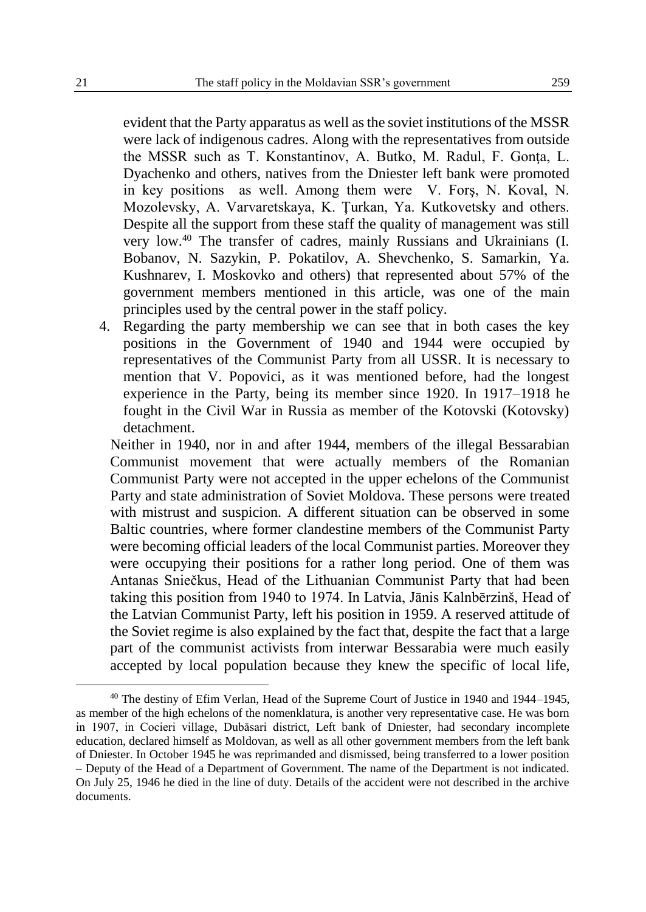evident that the Party apparatus as well as the soviet institutions of the MSSR were lack of indigenous cadres. Along with the representatives from outside the MSSR such as T. Konstantinov, A. Butko, M. Radul, F. Gonţa, L. Dyachenko and others, natives from the Dniester left bank were promoted in key positions as well. Among them were V. Forş, N. Koval, N. Mozolevsky, A. Varvaretskaya, K. Ţurkan, Ya. Kutkovetsky and others. Despite all the support from these staff the quality of management was still very low.[40] The transfer of cadres, mainly Russians and Ukrainians (I. Bobanov, N. Sazykin, P. Pokatilov, A. Shevchenko, S. Samarkin, Ya. Kushnarev, I. Moskovko and others) that represented about 57% of the government members mentioned in this article, was one of the main principles used by the central power in the staff policy.

4. Regarding the party membership we can see that in both cases the key positions in the Government of 1940 and 1944 were occupied by representatives of the Communist Party from all USSR. It is necessary to mention that V. Popovici, as it was mentioned before, had the longest experience in the Party, being its member since 1920. In 1917–1918 he fought in the Civil War in Russia as member of the Kotovski (Kotovsky) detachment.

Neither in 1940, nor in and after 1944, members of the illegal Bessarabian Communist movement that were actually members of the Romanian Communist Party were not accepted in the upper echelons of the Communist Party and state administration of Soviet Moldova. These persons were treated with mistrust and suspicion. A different situation can be observed in some Baltic countries, where former clandestine members of the Communist Party were becoming official leaders of the local Communist parties. Moreover they were occupying their positions for a rather long period. One of them was Antanas Sniečkus, Head of the Lithuanian Communist Party that had been taking this position from 1940 to 1974. In Latvia, Jānis Kalnbērzinš, Head of the Latvian Communist Party, left his position in 1959. A reserved attitude of the Soviet regime is also explained by the fact that, despite the fact that a large part of the communist activists from interwar Bessarabia were much easily accepted by local population because they knew the specific of local life,

[40] The destiny of Efim Verlan, Head of the Supreme Court of Justice in 1940 and 1944–1945, as member of the high echelons of the nomenklatura, is another very representative case. He was born in 1907, in Cocieri village, Dubăsari district, Left bank of Dniester, had secondary incomplete education, declared himself as Moldovan, as well as all other government members from the left bank of Dniester. In October 1945 he was reprimanded and dismissed, being transferred to a lower position – Deputy of the Head of a Department of Government. The name of the Department is not indicated. On July 25, 1946 he died in the line of duty. Details of the accident were not described in the archive documents.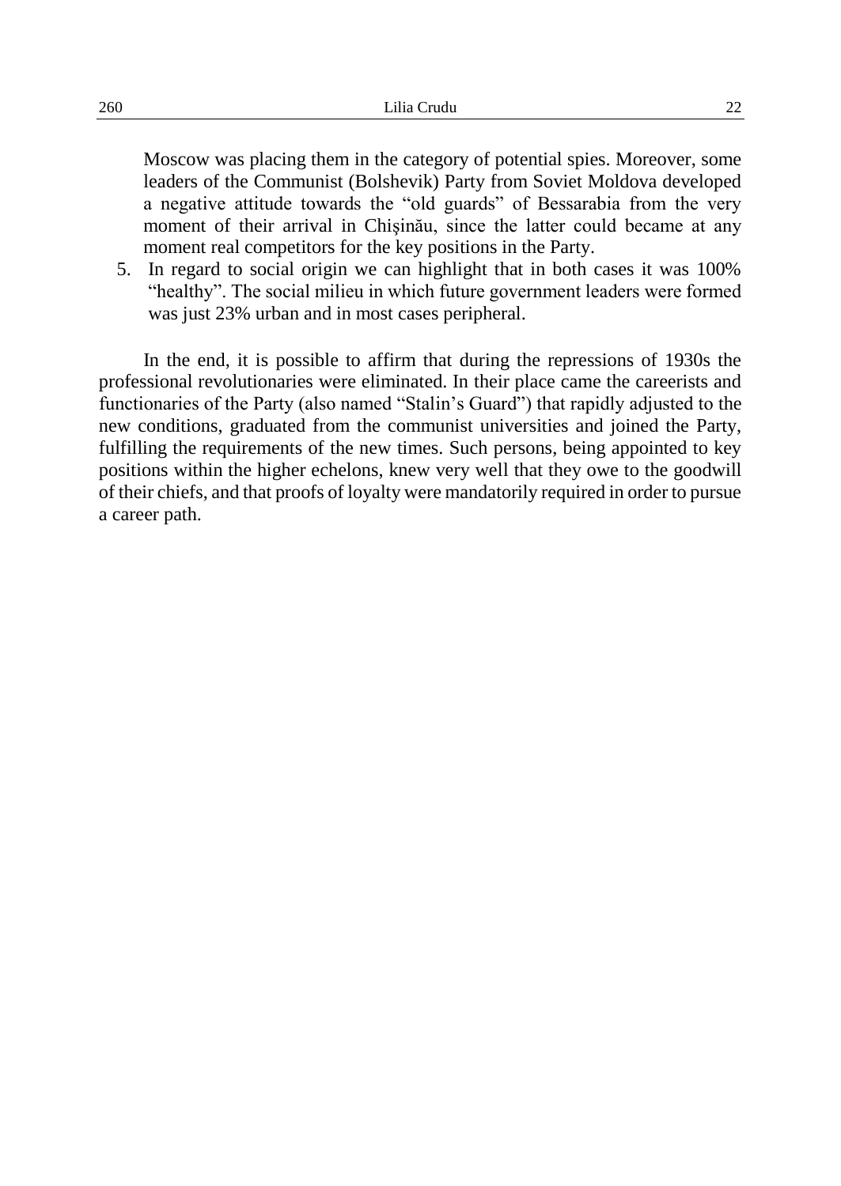Moscow was placing them in the category of potential spies. Moreover, some leaders of the Communist (Bolshevik) Party from Soviet Moldova developed a negative attitude towards the "old guards" of Bessarabia from the very moment of their arrival in Chişinău, since the latter could became at any moment real competitors for the key positions in the Party.

5. In regard to social origin we can highlight that in both cases it was 100% "healthy". The social milieu in which future government leaders were formed was just 23% urban and in most cases peripheral.

In the end, it is possible to affirm that during the repressions of 1930s the professional revolutionaries were eliminated. In their place came the careerists and functionaries of the Party (also named "Stalin's Guard") that rapidly adjusted to the new conditions, graduated from the communist universities and joined the Party, fulfilling the requirements of the new times. Such persons, being appointed to key positions within the higher echelons, knew very well that they owe to the goodwill of their chiefs, and that proofs of loyalty were mandatorily required in order to pursue a career path.